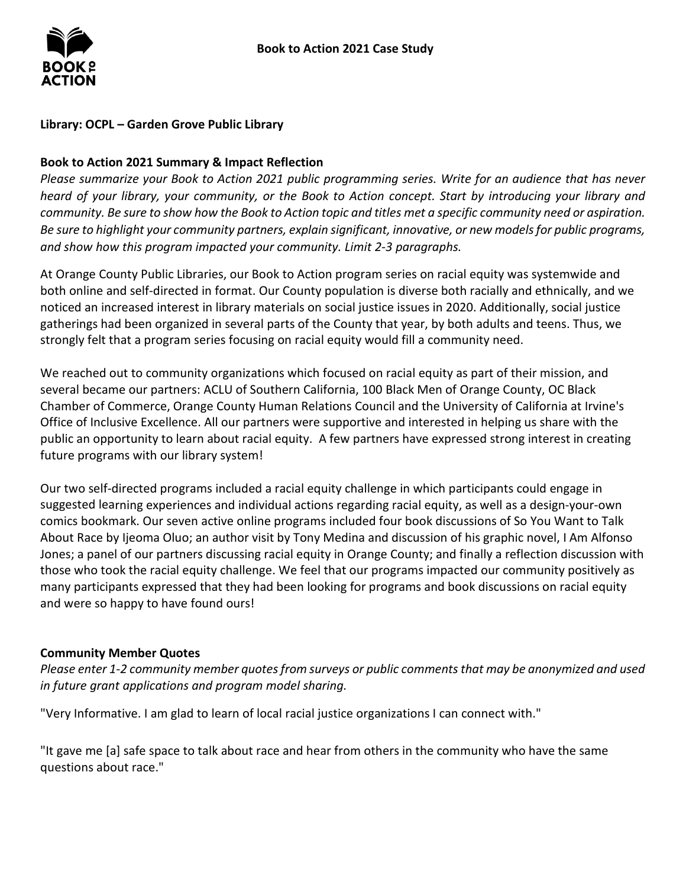# Book to Action 2021 Case Study

**Library: OCPL – Garden Grove Public Library**

**Book to Action 2021 Summary & Impact Reflection**

*Please summarize your Book to Action 2021 public programming series. Write for an audience that has never heard of your library, your community, or the Book to Action concept. Start by introducing your library and community. Be sure to show how the Book to Action topic and titles met a specific community need or aspiration. Be sure to highlight your community partners, explain significant, innovative, or new models for public programs, and show how this program impacted your community. Limit 2-3 paragraphs.*

At Orange County Public Libraries, our Book to Action program series on racial equity was systemwide and both online and self-directed in format. Our County population is diverse both racially and ethnically, and we noticed an increased interest in library materials on social justice issues in 2020. Additionally, social justice gatherings had been organized in several parts of the County that year, by both adults and teens. Thus, we strongly felt that a program series focusing on racial equity would fill a community need.

We reached out to community organizations which focused on racial equity as part of their mission, and several became our partners: ACLU of Southern California, 100 Black Men of Orange County, OC Black Chamber of Commerce, Orange County Human Relations Council and the University of California at Irvine's Office of Inclusive Excellence. All our partners were supportive and interested in helping us share with the public an opportunity to learn about racial equity. A few partners have expressed strong interest in creating future programs with our library system!

Our two self-directed programs included a racial equity challenge in which participants could engage in suggested learning experiences and individual actions regarding racial equity, as well as a design-your-own comics bookmark. Our seven active online programs included four book discussions of So You Want to Talk About Race by Ijeoma Oluo; an author visit by Tony Medina and discussion of his graphic novel, I Am Alfonso Jones; a panel of our partners discussing racial equity in Orange County; and finally a reflection discussion with those who took the racial equity challenge. We feel that our programs impacted our community positively as many participants expressed that they had been looking for programs and book discussions on racial equity and were so happy to have found ours!

**Community Member Quotes**

*Please enter 1-2 community member quotes from surveys or public comments that may be anonymized and used in future grant applications and program model sharing.*

"Very Informative. I am glad to learn of local racial justice organizations I can connect with."

"It gave me [a] safe space to talk about race and hear from others in the community who have the same questions about race."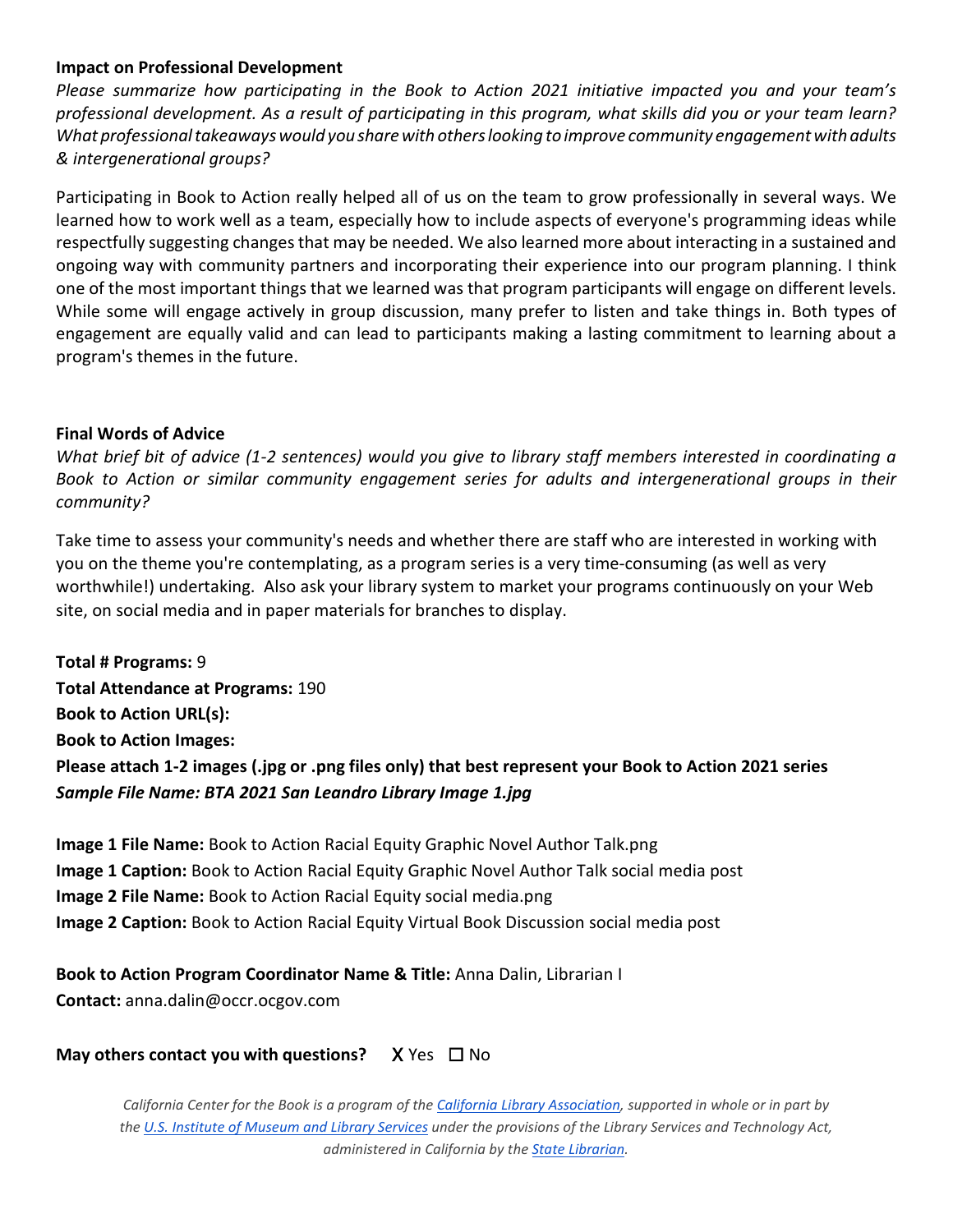**Impact on Professional Development**

*Please summarize how participating in the Book to Action 2021 initiative impacted you and your team's professional development. As a result of participating in this program, what skills did you or your team learn? What professional takeaways would you share with others looking to improve community engagement with adults & intergenerational groups?*

Participating in Book to Action really helped all of us on the team to grow professionally in several ways. We learned how to work well as a team, especially how to include aspects of everyone's programming ideas while respectfully suggesting changes that may be needed. We also learned more about interacting in a sustained and ongoing way with community partners and incorporating their experience into our program planning. I think one of the most important things that we learned was that program participants will engage on different levels. While some will engage actively in group discussion, many prefer to listen and take things in. Both types of engagement are equally valid and can lead to participants making a lasting commitment to learning about a program's themes in the future.

**Final Words of Advice**

*What brief bit of advice (1-2 sentences) would you give to library staff members interested in coordinating a Book to Action or similar community engagement series for adults and intergenerational groups in their community?*

Take time to assess your community's needs and whether there are staff who are interested in working with you on the theme you're contemplating, as a program series is a very time-consuming (as well as very worthwhile!) undertaking. Also ask your library system to market your programs continuously on your Web site, on social media and in paper materials for branches to display.

**Total # Programs:** 9
**Total Attendance at Programs:** 190
**Book to Action URL(s):**
**Book to Action Images:**
**Please attach 1-2 images (.jpg or .png files only) that best represent your Book to Action 2021 series**
***Sample File Name: BTA 2021 San Leandro Library Image 1.jpg***

**Image 1 File Name:** Book to Action Racial Equity Graphic Novel Author Talk.png
**Image 1 Caption:** Book to Action Racial Equity Graphic Novel Author Talk social media post
**Image 2 File Name:** Book to Action Racial Equity social media.png
**Image 2 Caption:** Book to Action Racial Equity Virtual Book Discussion social media post

**Book to Action Program Coordinator Name & Title:** Anna Dalin, Librarian I
**Contact:** anna.dalin@occr.ocgov.com

**May others contact you with questions?** X Yes ☐ No

*California Center for the Book is a program of the California Library Association, supported in whole or in part by the U.S. Institute of Museum and Library Services under the provisions of the Library Services and Technology Act, administered in California by the State Librarian.*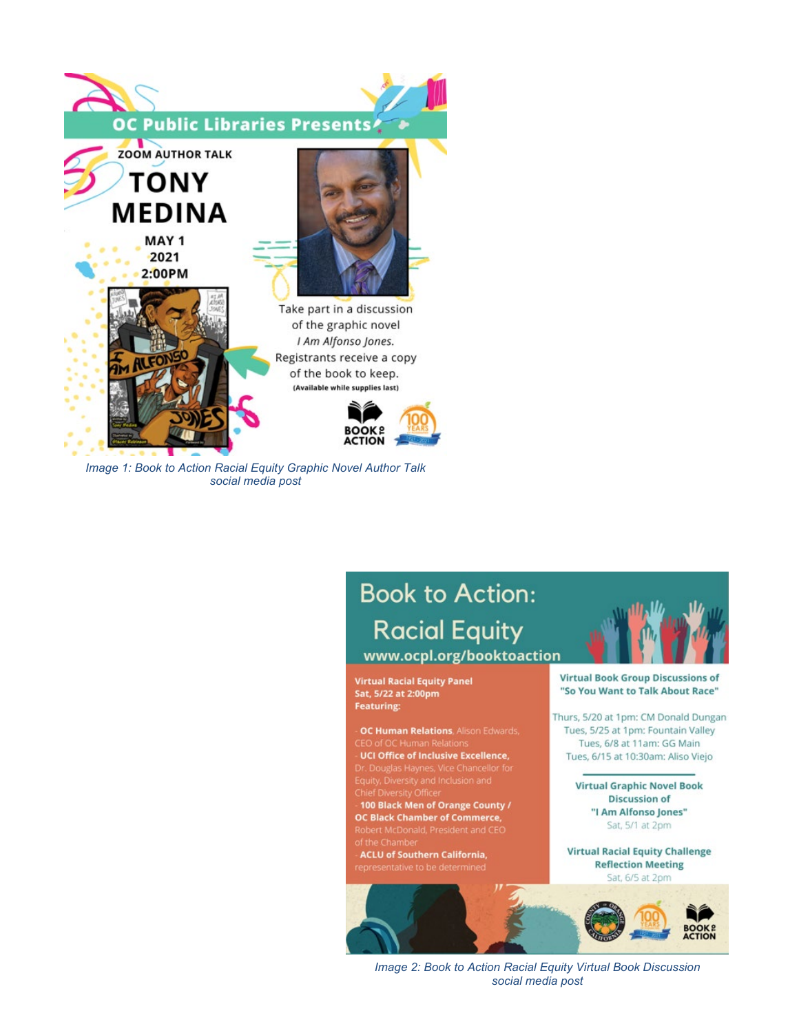OC Public Libraries Presents

ZOOM AUTHOR TALK

# TONY MEDINA

MAY 1
2021
2:00PM

Take part in a discussion of the graphic novel *I Am Alfonso Jones*. Registrants receive a copy of the book to keep.

(Available while supplies last)

BOOK 2 ACTION

*Image 1: Book to Action Racial Equity Graphic Novel Author Talk social media post*

# Book to Action: Racial Equity

www.ocpl.org/booktoaction

**Virtual Racial Equity Panel**
**Sat, 5/22 at 2:00pm**
**Featuring:**

- **OC Human Relations**, Alison Edwards, CEO of OC Human Relations
- **UCI Office of Inclusive Excellence**, Dr. Douglas Haynes, Vice Chancellor for Equity, Diversity and Inclusion and Chief Diversity Officer
- **100 Black Men of Orange County / OC Black Chamber of Commerce**, Robert McDonald, President and CEO of the Chamber
- **ACLU of Southern California**, representative to be determined

**Virtual Book Group Discussions of "So You Want to Talk About Race"**

Thurs, 5/20 at 1pm: CM Donald Dungan
Tues, 5/25 at 1pm: Fountain Valley
Tues, 6/8 at 11am: GG Main
Tues, 6/15 at 10:30am: Aliso Viejo

**Virtual Graphic Novel Book Discussion of "I Am Alfonso Jones"**
Sat, 5/1 at 2pm

**Virtual Racial Equity Challenge Reflection Meeting**
Sat, 6/5 at 2pm

BOOK 2 ACTION

*Image 2: Book to Action Racial Equity Virtual Book Discussion social media post*